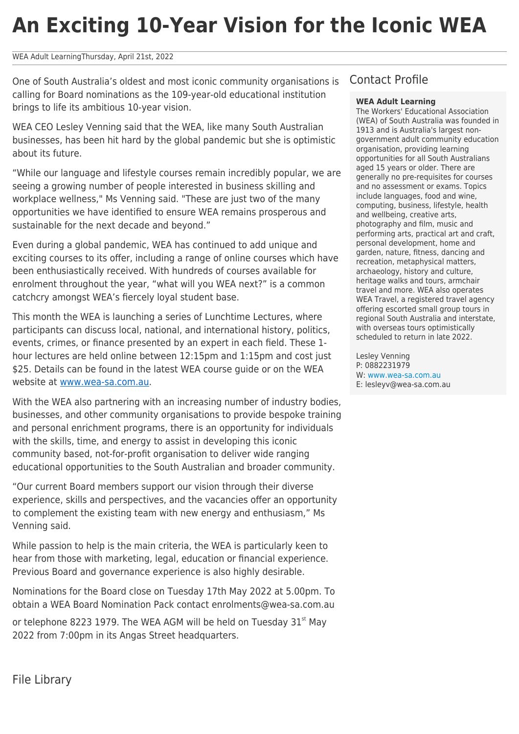# An Exciting 10-Year Vision for the Iconic WEA

WEA Adult LearningThursday, April 21st, 2022

One of South Australia's oldest and most iconic community organisations is calling for Board nominations as the 109-year-old educational institution brings to life its ambitious 10-year vision.

WEA CEO Lesley Venning said that the WEA, like many South Australian businesses, has been hit hard by the global pandemic but she is optimistic about its future.

"While our language and lifestyle courses remain incredibly popular, we are seeing a growing number of people interested in business skilling and workplace wellness," Ms Venning said. "These are just two of the many opportunities we have identified to ensure WEA remains prosperous and sustainable for the next decade and beyond."

Even during a global pandemic, WEA has continued to add unique and exciting courses to its offer, including a range of online courses which have been enthusiastically received. With hundreds of courses available for enrolment throughout the year, "what will you WEA next?" is a common catchcry amongst WEA's fiercely loyal student base.

This month the WEA is launching a series of Lunchtime Lectures, where participants can discuss local, national, and international history, politics, events, crimes, or finance presented by an expert in each field. These 1-hour lectures are held online between 12:15pm and 1:15pm and cost just $25. Details can be found in the latest WEA course guide or on the WEA website at [www.wea-sa.com.au](http://www.wea-sa.com.au).

With the WEA also partnering with an increasing number of industry bodies, businesses, and other community organisations to provide bespoke training and personal enrichment programs, there is an opportunity for individuals with the skills, time, and energy to assist in developing this iconic community based, not-for-profit organisation to deliver wide ranging educational opportunities to the South Australian and broader community.

"Our current Board members support our vision through their diverse experience, skills and perspectives, and the vacancies offer an opportunity to complement the existing team with new energy and enthusiasm," Ms Venning said.

While passion to help is the main criteria, the WEA is particularly keen to hear from those with marketing, legal, education or financial experience. Previous Board and governance experience is also highly desirable.

Nominations for the Board close on Tuesday 17th May 2022 at 5.00pm. To obtain a WEA Board Nomination Pack contact enrolments@wea-sa.com.au

or telephone 8223 1979. The WEA AGM will be held on Tuesday 31st May 2022 from 7:00pm in its Angas Street headquarters.

## Contact Profile

**WEA Adult Learning**

The Workers' Educational Association (WEA) of South Australia was founded in 1913 and is Australia's largest non-government adult community education organisation, providing learning opportunities for all South Australians aged 15 years or older. There are generally no pre-requisites for courses and no assessment or exams. Topics include languages, food and wine, computing, business, lifestyle, health and wellbeing, creative arts, photography and film, music and performing arts, practical art and craft, personal development, home and garden, nature, fitness, dancing and recreation, metaphysical matters, archaeology, history and culture, heritage walks and tours, armchair travel and more. WEA also operates WEA Travel, a registered travel agency offering escorted small group tours in regional South Australia and interstate, with overseas tours optimistically scheduled to return in late 2022.

Lesley Venning
P: 0882231979
W: [www.wea-sa.com.au](http://www.wea-sa.com.au)
E: lesleyv@wea-sa.com.au

## File Library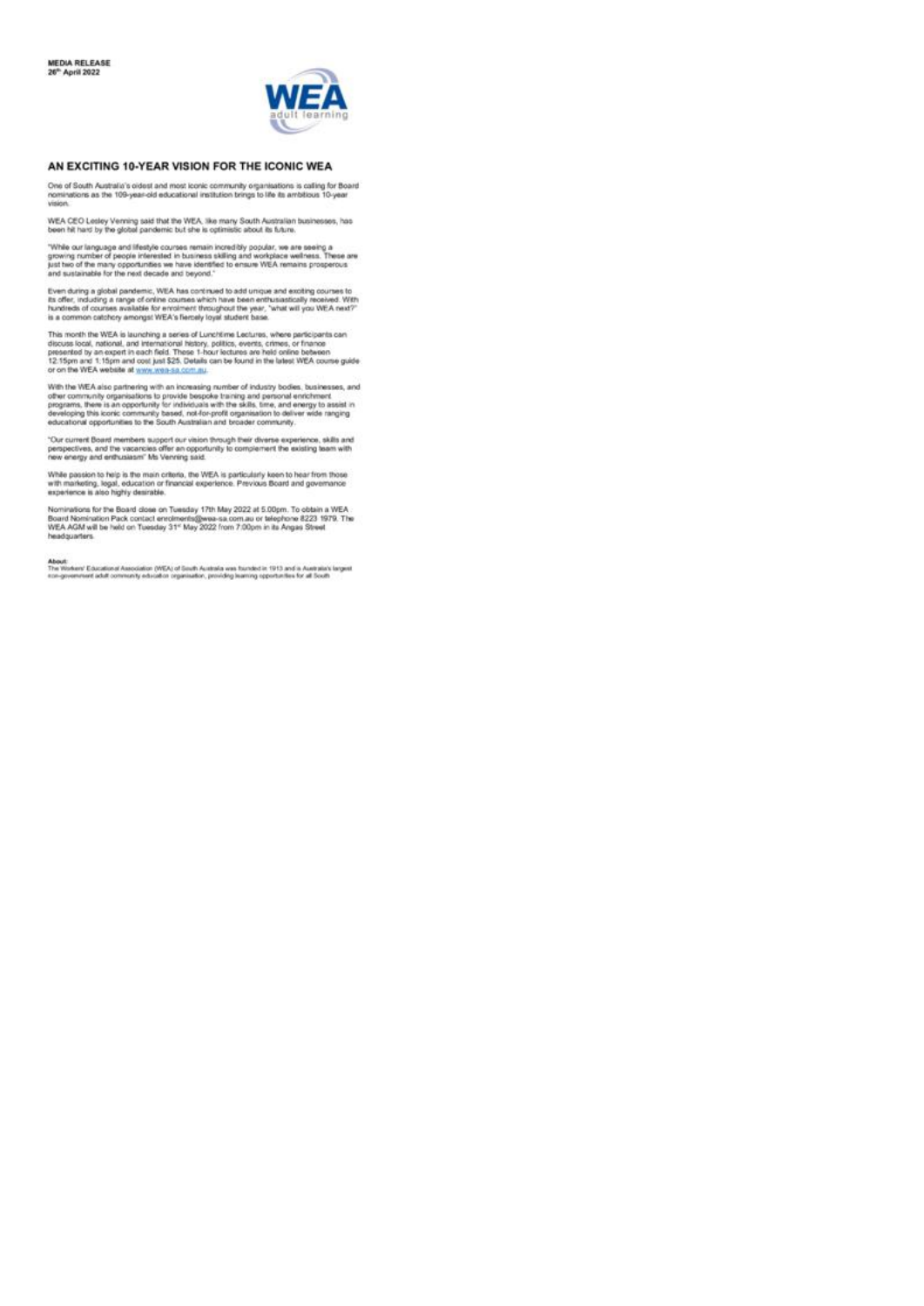**MEDIA RELEASE**
**26th April 2022**

WEA adult learning

## AN EXCITING 10-YEAR VISION FOR THE ICONIC WEA

One of South Australia's oldest and most iconic community organisations is calling for Board nominations as the 109-year-old educational institution brings to life its ambitious 10-year vision.

WEA CEO Lesley Venning said that the WEA, like many South Australian businesses, has been hit hard by the global pandemic but she is optimistic about its future.

"While our language and lifestyle courses remain incredibly popular, we are seeing a growing number of people interested in business skilling and workplace wellness. These are just two of the many opportunities we have identified to ensure WEA remains prosperous and sustainable for the next decade and beyond."

Even during a global pandemic, WEA has continued to add unique and exciting courses to its offer, including a range of online courses which have been enthusiastically received. With hundreds of courses available for enrolment throughout the year, "what will you WEA next?" is a common catchcry amongst WEA's fiercely loyal student base.

This month the WEA is launching a series of Lunchtime Lectures, where participants can discuss local, national, and international history, politics, events, crimes, or finance presented by an expert in each field. These 1-hour lectures are held online between 12:15pm and 1:15pm and cost just $25. Details can be found in the latest WEA course guide or on the WEA website at www.wea-sa.com.au.

With the WEA also partnering with an increasing number of industry bodies, businesses, and other community organisations to provide bespoke training and personal enrichment programs, there is an opportunity for individuals with the skills, time, and energy to assist in developing this iconic community based, not-for-profit organisation to deliver wide ranging educational opportunities to the South Australian and broader community.

"Our current Board members support our vision through their diverse experience, skills and perspectives, and the vacancies offer an opportunity to complement the existing team with new energy and enthusiasm" Ms Venning said.

While passion to help is the main criteria, the WEA is particularly keen to hear from those with marketing, legal, education or financial experience. Previous Board and governance experience is also highly desirable.

Nominations for the Board close on Tuesday 17th May 2022 at 5.00pm. To obtain a WEA Board Nomination Pack contact enrolments@wea-sa.com.au or telephone 8223 1979. The WEA AGM will be held on Tuesday 31st May 2022 from 7:00pm in its Angas Street headquarters.

**About:**
The Workers' Educational Association (WEA) of South Australia was founded in 1913 and is Australia's largest non-government adult community education organisation, providing learning opportunities for all South